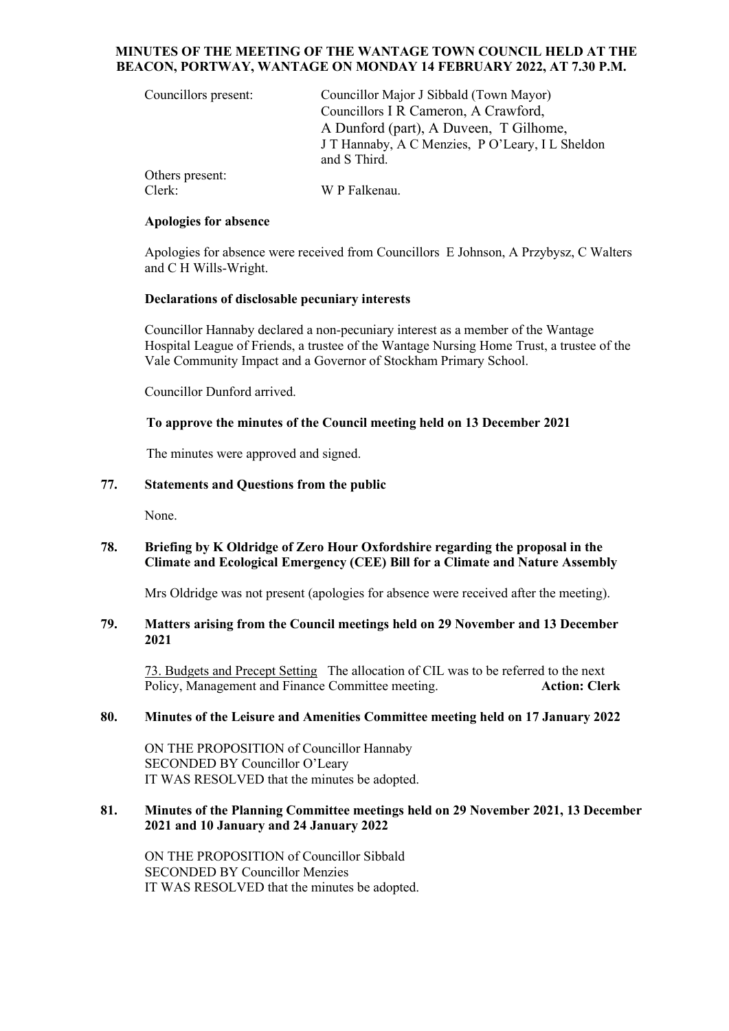# MINUTES OF THE MEETING OF THE WANTAGE TOWN COUNCIL HELD AT THE BEACON, PORTWAY, WANTAGE ON MONDAY 14 FEBRUARY 2022, AT 7.30 P.M.

Councillors present: Councillor Major J Sibbald (Town Mayor)
Councillors I R Cameron, A Crawford, A Dunford (part), A Duveen, T Gilhome, J T Hannaby, A C Menzies, P O'Leary, I L Sheldon and S Third.

Others present:
Clerk: W P Falkenau.

**Apologies for absence**

Apologies for absence were received from Councillors E Johnson, A Przybysz, C Walters and C H Wills-Wright.

**Declarations of disclosable pecuniary interests**

Councillor Hannaby declared a non-pecuniary interest as a member of the Wantage Hospital League of Friends, a trustee of the Wantage Nursing Home Trust, a trustee of the Vale Community Impact and a Governor of Stockham Primary School.

Councillor Dunford arrived.

**To approve the minutes of the Council meeting held on 13 December 2021**

The minutes were approved and signed.

**77. Statements and Questions from the public**

None.

**78. Briefing by K Oldridge of Zero Hour Oxfordshire regarding the proposal in the Climate and Ecological Emergency (CEE) Bill for a Climate and Nature Assembly**

Mrs Oldridge was not present (apologies for absence were received after the meeting).

**79. Matters arising from the Council meetings held on 29 November and 13 December 2021**

73. Budgets and Precept Setting The allocation of CIL was to be referred to the next Policy, Management and Finance Committee meeting. **Action: Clerk**

**80. Minutes of the Leisure and Amenities Committee meeting held on 17 January 2022**

ON THE PROPOSITION of Councillor Hannaby
SECONDED BY Councillor O'Leary
IT WAS RESOLVED that the minutes be adopted.

**81. Minutes of the Planning Committee meetings held on 29 November 2021, 13 December 2021 and 10 January and 24 January 2022**

ON THE PROPOSITION of Councillor Sibbald
SECONDED BY Councillor Menzies
IT WAS RESOLVED that the minutes be adopted.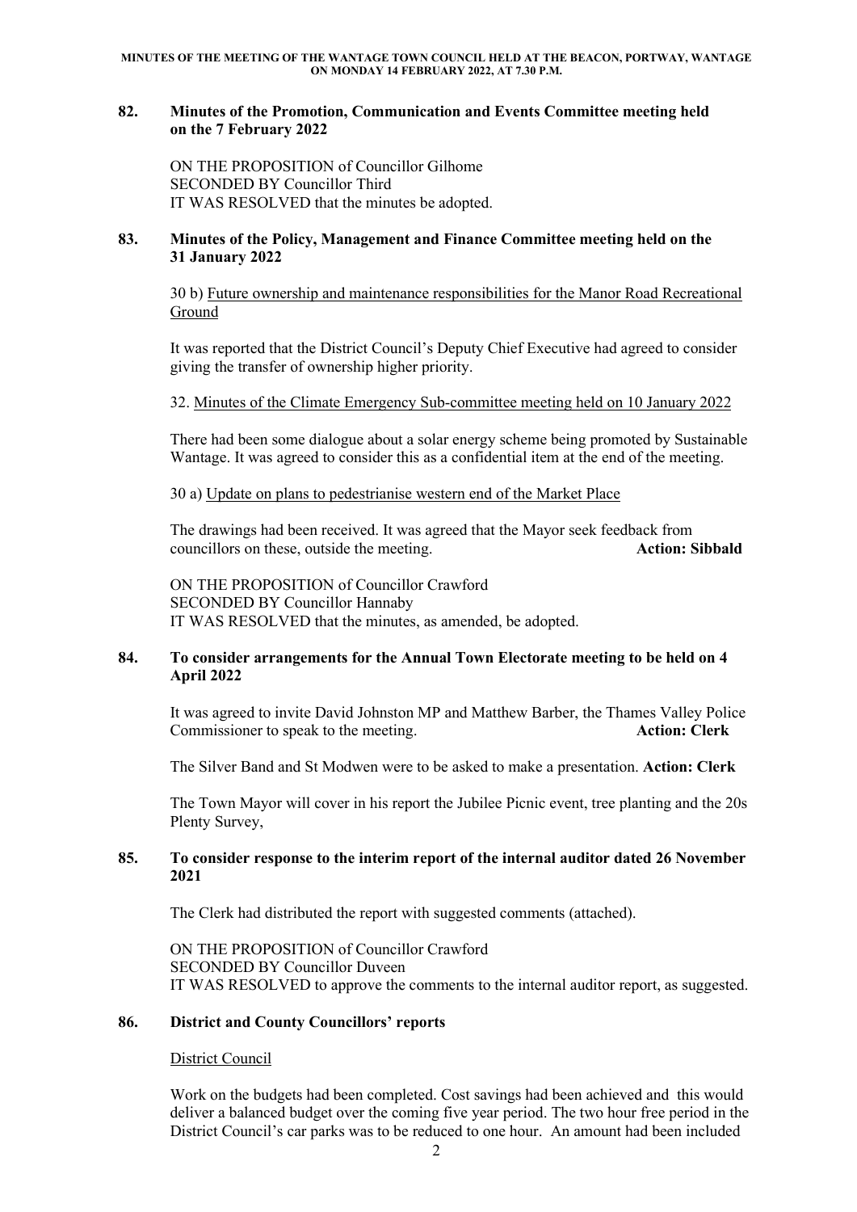## 82. Minutes of the Promotion, Communication and Events Committee meeting held on the 7 February 2022

ON THE PROPOSITION of Councillor Gilhome
SECONDED BY Councillor Third
IT WAS RESOLVED that the minutes be adopted.

## 83. Minutes of the Policy, Management and Finance Committee meeting held on the 31 January 2022

30 b) Future ownership and maintenance responsibilities for the Manor Road Recreational Ground

It was reported that the District Council's Deputy Chief Executive had agreed to consider giving the transfer of ownership higher priority.

32. Minutes of the Climate Emergency Sub-committee meeting held on 10 January 2022

There had been some dialogue about a solar energy scheme being promoted by Sustainable Wantage. It was agreed to consider this as a confidential item at the end of the meeting.

30 a) Update on plans to pedestrianise western end of the Market Place

The drawings had been received. It was agreed that the Mayor seek feedback from councillors on these, outside the meeting. **Action: Sibbald**

ON THE PROPOSITION of Councillor Crawford
SECONDED BY Councillor Hannaby
IT WAS RESOLVED that the minutes, as amended, be adopted.

## 84. To consider arrangements for the Annual Town Electorate meeting to be held on 4 April 2022

It was agreed to invite David Johnston MP and Matthew Barber, the Thames Valley Police Commissioner to speak to the meeting. **Action: Clerk**

The Silver Band and St Modwen were to be asked to make a presentation. **Action: Clerk**

The Town Mayor will cover in his report the Jubilee Picnic event, tree planting and the 20s Plenty Survey,

## 85. To consider response to the interim report of the internal auditor dated 26 November 2021

The Clerk had distributed the report with suggested comments (attached).

ON THE PROPOSITION of Councillor Crawford
SECONDED BY Councillor Duveen
IT WAS RESOLVED to approve the comments to the internal auditor report, as suggested.

## 86. District and County Councillors' reports

District Council

Work on the budgets had been completed. Cost savings had been achieved and this would deliver a balanced budget over the coming five year period. The two hour free period in the District Council's car parks was to be reduced to one hour. An amount had been included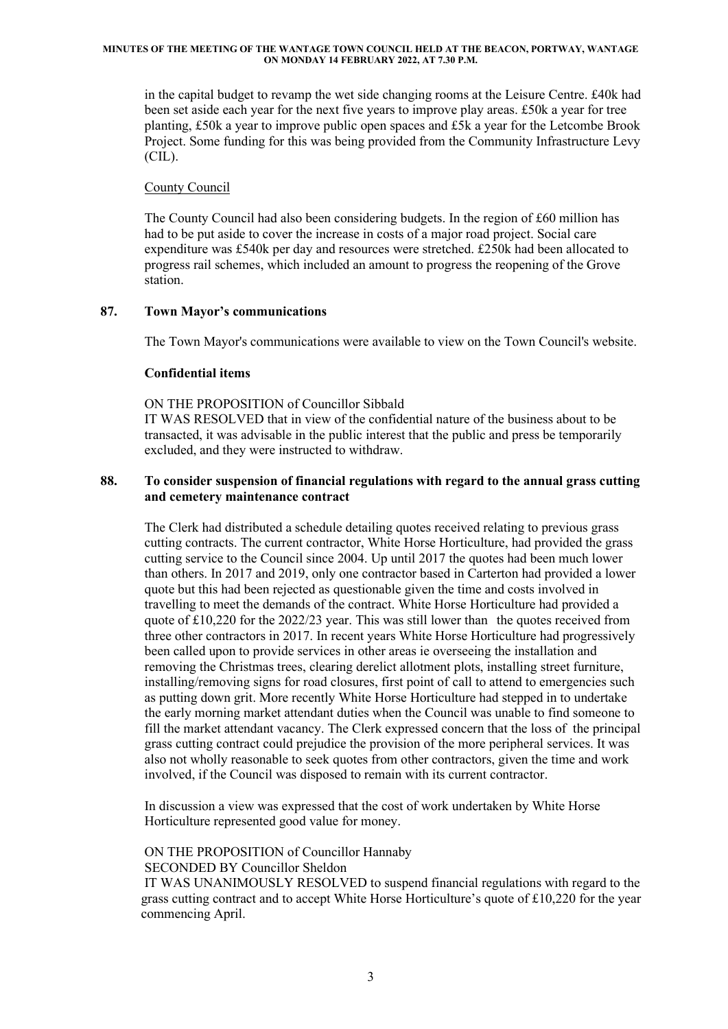in the capital budget to revamp the wet side changing rooms at the Leisure Centre. £40k had been set aside each year for the next five years to improve play areas. £50k a year for tree planting, £50k a year to improve public open spaces and £5k a year for the Letcombe Brook Project. Some funding for this was being provided from the Community Infrastructure Levy (CIL).

County Council

The County Council had also been considering budgets. In the region of £60 million has had to be put aside to cover the increase in costs of a major road project. Social care expenditure was £540k per day and resources were stretched. £250k had been allocated to progress rail schemes, which included an amount to progress the reopening of the Grove station.

## 87. Town Mayor's communications

The Town Mayor's communications were available to view on the Town Council's website.

**Confidential items**

ON THE PROPOSITION of Councillor Sibbald
IT WAS RESOLVED that in view of the confidential nature of the business about to be transacted, it was advisable in the public interest that the public and press be temporarily excluded, and they were instructed to withdraw.

## 88. To consider suspension of financial regulations with regard to the annual grass cutting and cemetery maintenance contract

The Clerk had distributed a schedule detailing quotes received relating to previous grass cutting contracts. The current contractor, White Horse Horticulture, had provided the grass cutting service to the Council since 2004. Up until 2017 the quotes had been much lower than others. In 2017 and 2019, only one contractor based in Carterton had provided a lower quote but this had been rejected as questionable given the time and costs involved in travelling to meet the demands of the contract. White Horse Horticulture had provided a quote of £10,220 for the 2022/23 year. This was still lower than the quotes received from three other contractors in 2017. In recent years White Horse Horticulture had progressively been called upon to provide services in other areas ie overseeing the installation and removing the Christmas trees, clearing derelict allotment plots, installing street furniture, installing/removing signs for road closures, first point of call to attend to emergencies such as putting down grit. More recently White Horse Horticulture had stepped in to undertake the early morning market attendant duties when the Council was unable to find someone to fill the market attendant vacancy. The Clerk expressed concern that the loss of the principal grass cutting contract could prejudice the provision of the more peripheral services. It was also not wholly reasonable to seek quotes from other contractors, given the time and work involved, if the Council was disposed to remain with its current contractor.

In discussion a view was expressed that the cost of work undertaken by White Horse Horticulture represented good value for money.

ON THE PROPOSITION of Councillor Hannaby
SECONDED BY Councillor Sheldon
IT WAS UNANIMOUSLY RESOLVED to suspend financial regulations with regard to the grass cutting contract and to accept White Horse Horticulture's quote of £10,220 for the year commencing April.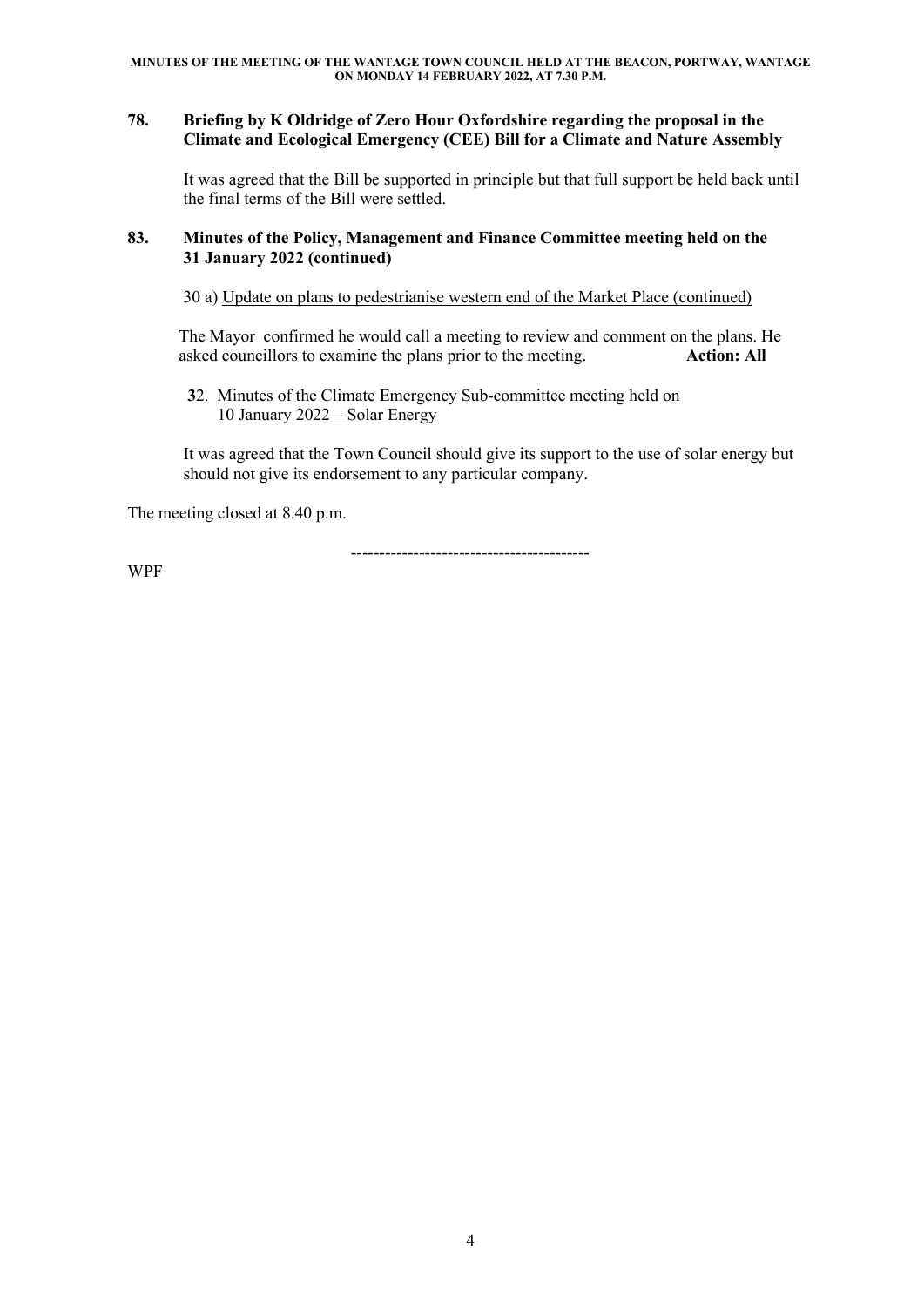## 78. Briefing by K Oldridge of Zero Hour Oxfordshire regarding the proposal in the Climate and Ecological Emergency (CEE) Bill for a Climate and Nature Assembly

It was agreed that the Bill be supported in principle but that full support be held back until the final terms of the Bill were settled.

## 83. Minutes of the Policy, Management and Finance Committee meeting held on the 31 January 2022 (continued)

30 a) Update on plans to pedestrianise western end of the Market Place (continued)

The Mayor confirmed he would call a meeting to review and comment on the plans. He asked councillors to examine the plans prior to the meeting. **Action: All**

32. Minutes of the Climate Emergency Sub-committee meeting held on 10 January 2022 – Solar Energy

It was agreed that the Town Council should give its support to the use of solar energy but should not give its endorsement to any particular company.

The meeting closed at 8.40 p.m.

-----------------------------------------

WPF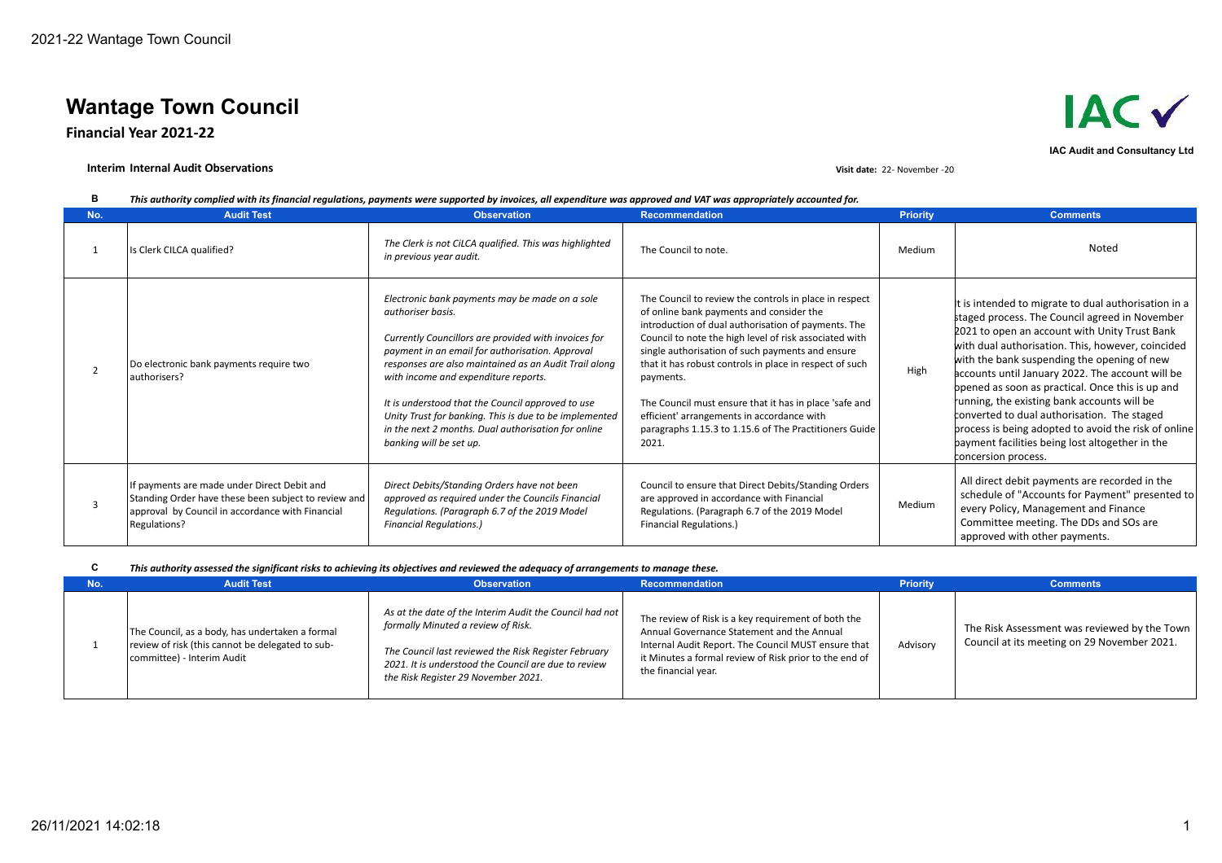# Wantage Town Council

**Financial Year 2021-22**

**IAC Audit and Consultancy Ltd**

**Interim Internal Audit Observations**

**Visit date:** 22- November -20

**B** *This authority complied with its financial regulations, payments were supported by invoices, all expenditure was approved and VAT was appropriately accounted for.*

| No. | Audit Test | Observation | Recommendation | Priority | Comments |
|---|---|---|---|---|---|
| 1 | Is Clerk CILCA qualified? | *The Clerk is not CiLCA qualified. This was highlighted in previous year audit.* | The Council to note. | Medium | Noted |
| 2 | Do electronic bank payments require two authorisers? | *Electronic bank payments may be made on a sole authoriser basis.*<br><br>*Currently Councillors are provided with invoices for payment in an email for authorisation. Approval responses are also maintained as an Audit Trail along with income and expenditure reports.*<br><br>*It is understood that the Council approved to use Unity Trust for banking. This is due to be implemented in the next 2 months. Dual authorisation for online banking will be set up.* | The Council to review the controls in place in respect of online bank payments and consider the introduction of dual authorisation of payments. The Council to note the high level of risk associated with single authorisation of such payments and ensure that it has robust controls in place in respect of such payments.<br><br>The Council must ensure that it has in place 'safe and efficient' arrangements in accordance with paragraphs 1.15.3 to 1.15.6 of The Practitioners Guide 2021. | High | It is intended to migrate to dual authorisation in a staged process. The Council agreed in November 2021 to open an account with Unity Trust Bank with dual authorisation. This, however, coincided with the bank suspending the opening of new accounts until January 2022. The account will be opened as soon as practical. Once this is up and running, the existing bank accounts will be converted to dual authorisation. The staged process is being adopted to avoid the risk of online payment facilities being lost altogether in the concersion process. |
| 3 | If payments are made under Direct Debit and Standing Order have these been subject to review and approval by Council in accordance with Financial Regulations? | *Direct Debits/Standing Orders have not been approved as required under the Councils Financial Regulations. (Paragraph 6.7 of the 2019 Model Financial Regulations.)* | Council to ensure that Direct Debits/Standing Orders are approved in accordance with Financial Regulations. (Paragraph 6.7 of the 2019 Model Financial Regulations.) | Medium | All direct debit payments are recorded in the schedule of "Accounts for Payment" presented to every Policy, Management and Finance Committee meeting. The DDs and SOs are approved with other payments. |

**C** *This authority assessed the significant risks to achieving its objectives and reviewed the adequacy of arrangements to manage these.*

| No. | Audit Test | Observation | Recommendation | Priority | Comments |
|---|---|---|---|---|---|
| 1 | The Council, as a body, has undertaken a formal review of risk (this cannot be delegated to sub-committee) - Interim Audit | *As at the date of the Interim Audit the Council had not formally Minuted a review of Risk.*<br><br>*The Council last reviewed the Risk Register February 2021. It is understood the Council are due to review the Risk Register 29 November 2021.* | The review of Risk is a key requirement of both the Annual Governance Statement and the Annual Internal Audit Report. The Council MUST ensure that it Minutes a formal review of Risk prior to the end of the financial year. | Advisory | The Risk Assessment was reviewed by the Town Council at its meeting on 29 November 2021. |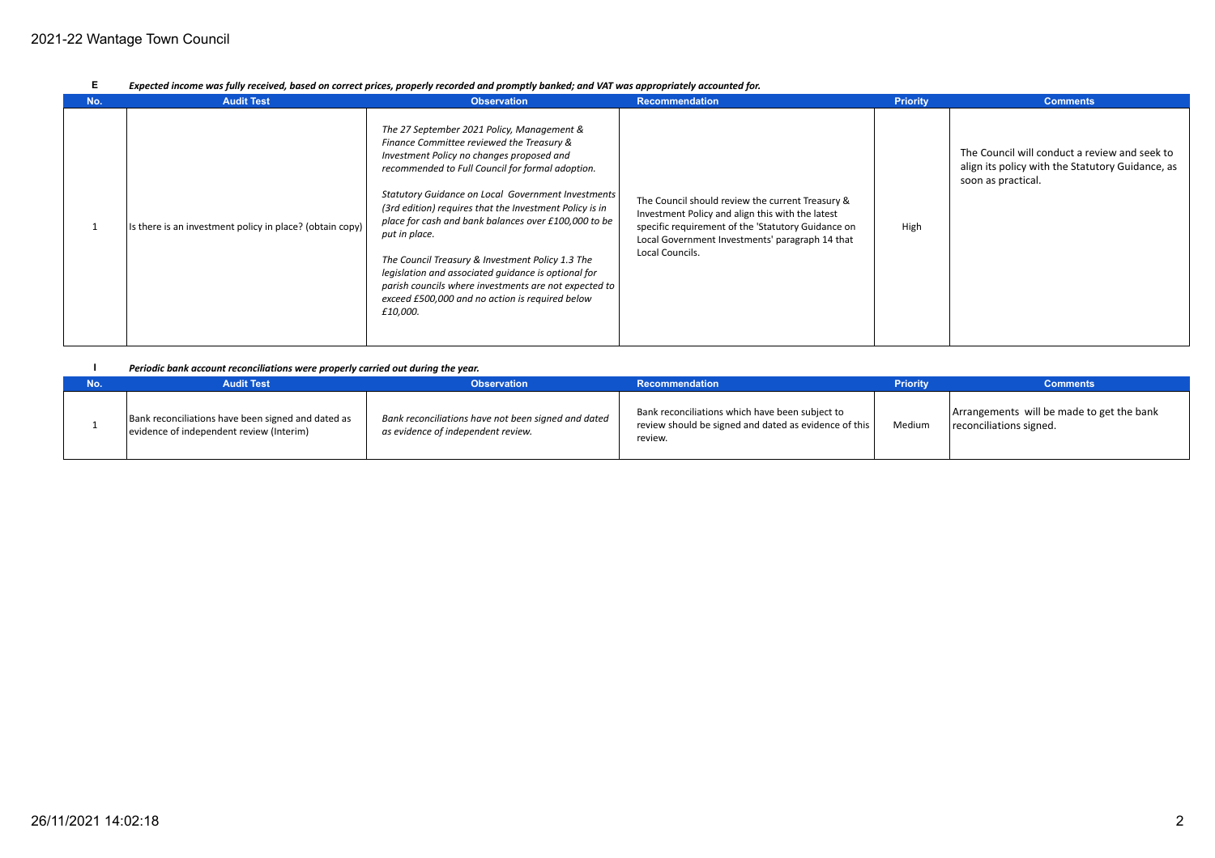# 2021-22 Wantage Town Council

**E** *Expected income was fully received, based on correct prices, properly recorded and promptly banked; and VAT was appropriately accounted for.*

| No. | Audit Test | Observation | Recommendation | Priority | Comments |
|---|---|---|---|---|---|
| 1 | Is there is an investment policy in place? (obtain copy) | *The 27 September 2021 Policy, Management & Finance Committee reviewed the Treasury & Investment Policy no changes proposed and recommended to Full Council for formal adoption.* <br><br> *Statutory Guidance on Local Government Investments (3rd edition) requires that the Investment Policy is in place for cash and bank balances over £100,000 to be put in place.* <br><br> *The Council Treasury & Investment Policy 1.3 The legislation and associated guidance is optional for parish councils where investments are not expected to exceed £500,000 and no action is required below £10,000.* | The Council should review the current Treasury & Investment Policy and align this with the latest specific requirement of the 'Statutory Guidance on Local Government Investments' paragraph 14 that Local Councils. | High | The Council will conduct a review and seek to align its policy with the Statutory Guidance, as soon as practical. |

**I** *Periodic bank account reconciliations were properly carried out during the year.*

| No. | Audit Test | Observation | Recommendation | Priority | Comments |
|---|---|---|---|---|---|
| 1 | Bank reconciliations have been signed and dated as evidence of independent review (Interim) | *Bank reconciliations have not been signed and dated as evidence of independent review.* | Bank reconciliations which have been subject to review should be signed and dated as evidence of this review. | Medium | Arrangements will be made to get the bank reconciliations signed. |

26/11/2021 14:02:18